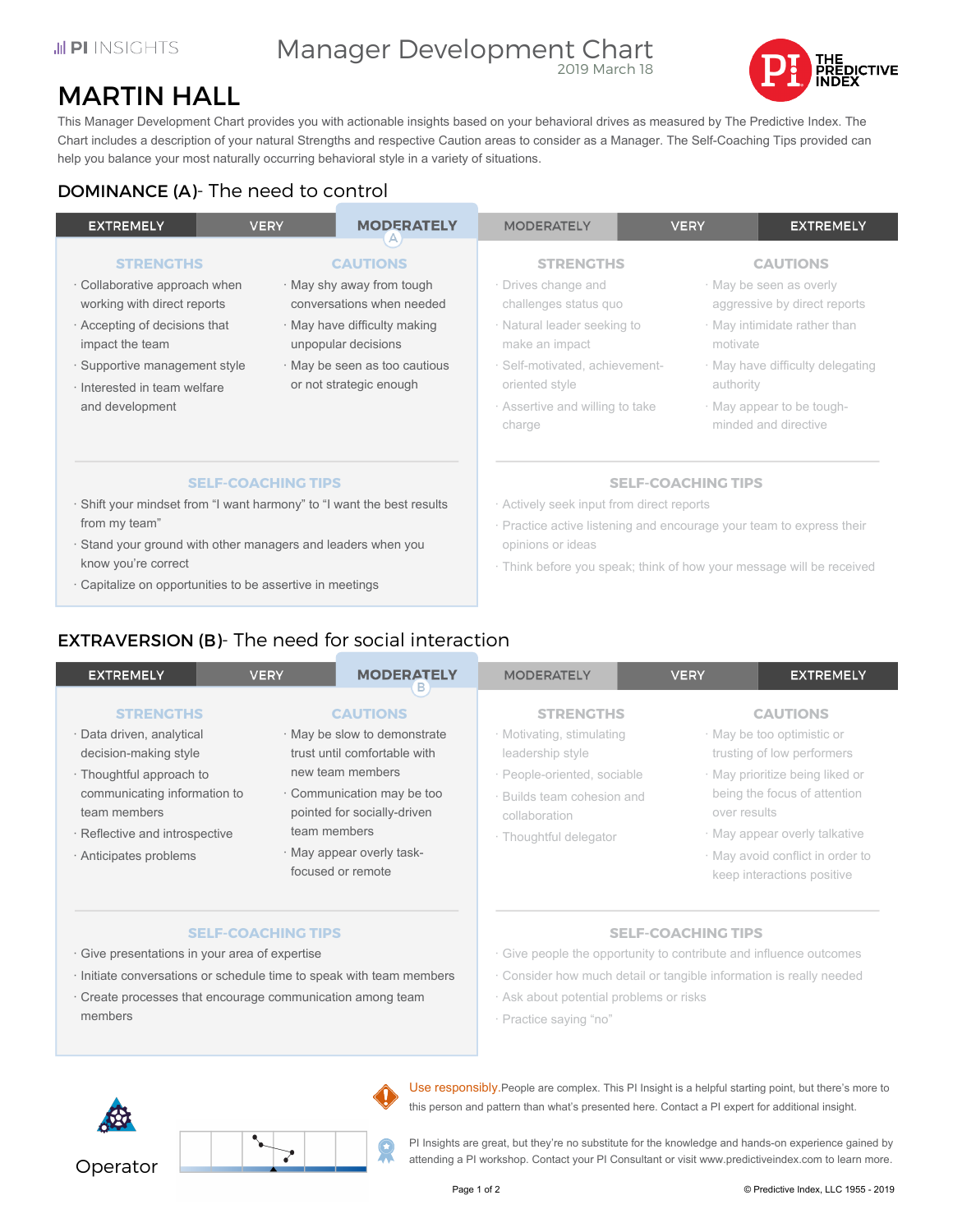PI INSIGHTS

# Manager Development Chart

2019 March 18

THE PREDICTIVE INDEX

# MARTIN HALL

This Manager Development Chart provides you with actionable insights based on your behavioral drives as measured by The Predictive Index. The Chart includes a description of your natural Strengths and respective Caution areas to consider as a Manager. The Self-Coaching Tips provided can help you balance your most naturally occurring behavioral style in a variety of situations.

## DOMINANCE (A)- The need to control

| EXTREMELY | VERY | MODERATELY (A) | MODERATELY | VERY | EXTREMELY |
|---|---|---|---|---|---|

### Low Dominance (Moderately – A)

**STRENGTHS**

- Collaborative approach when working with direct reports
- Accepting of decisions that impact the team
- Supportive management style
- Interested in team welfare and development

**CAUTIONS**

- May shy away from tough conversations when needed
- May have difficulty making unpopular decisions
- May be seen as too cautious or not strategic enough

**SELF-COACHING TIPS**

- Shift your mindset from “I want harmony” to “I want the best results from my team”
- Stand your ground with other managers and leaders when you know you’re correct
- Capitalize on opportunities to be assertive in meetings

### High Dominance

**STRENGTHS**

- Drives change and challenges status quo
- Natural leader seeking to make an impact
- Self-motivated, achievement-oriented style
- Assertive and willing to take charge

**CAUTIONS**

- May be seen as overly aggressive by direct reports
- May intimidate rather than motivate
- May have difficulty delegating authority
- May appear to be tough-minded and directive

**SELF-COACHING TIPS**

- Actively seek input from direct reports
- Practice active listening and encourage your team to express their opinions or ideas
- Think before you speak; think of how your message will be received

## EXTRAVERSION (B)- The need for social interaction

| EXTREMELY | VERY | MODERATELY (B) | MODERATELY | VERY | EXTREMELY |
|---|---|---|---|---|---|

### Low Extraversion (Moderately – B)

**STRENGTHS**

- Data driven, analytical decision-making style
- Thoughtful approach to communicating information to team members
- Reflective and introspective
- Anticipates problems

**CAUTIONS**

- May be slow to demonstrate trust until comfortable with new team members
- Communication may be too pointed for socially-driven team members
- May appear overly task-focused or remote

**SELF-COACHING TIPS**

- Give presentations in your area of expertise
- Initiate conversations or schedule time to speak with team members
- Create processes that encourage communication among team members

### High Extraversion

**STRENGTHS**

- Motivating, stimulating leadership style
- People-oriented, sociable
- Builds team cohesion and collaboration
- Thoughtful delegator

**CAUTIONS**

- May be too optimistic or trusting of low performers
- May prioritize being liked or being the focus of attention over results
- May appear overly talkative
- May avoid conflict in order to keep interactions positive

**SELF-COACHING TIPS**

- Give people the opportunity to contribute and influence outcomes
- Consider how much detail or tangible information is really needed
- Ask about potential problems or risks
- Practice saying “no”

Operator

Use responsibly. People are complex. This PI Insight is a helpful starting point, but there’s more to this person and pattern than what’s presented here. Contact a PI expert for additional insight.

PI Insights are great, but they’re no substitute for the knowledge and hands-on experience gained by attending a PI workshop. Contact your PI Consultant or visit www.predictiveindex.com to learn more.

© Predictive Index, LLC 1955 - 2019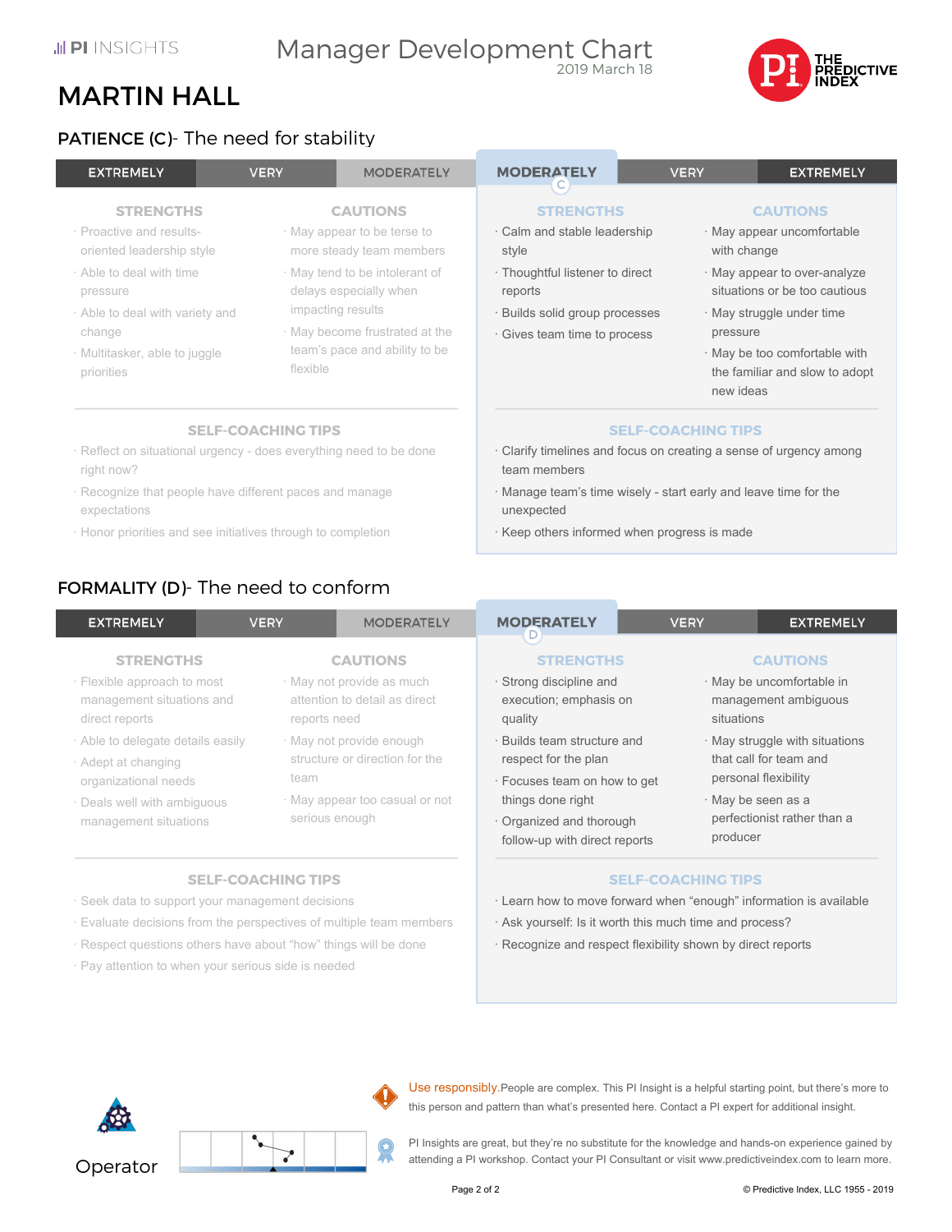PI INSIGHTS

# Manager Development Chart

2019 March 18

THE PREDICTIVE INDEX

# MARTIN HALL

## PATIENCE (C)- The need for stability

EXTREMELY | VERY | MODERATELY | **MODERATELY** (C) | VERY | EXTREMELY

### Low end (Moderately / Very / Extremely low)

**STRENGTHS**

- Proactive and results-oriented leadership style
- Able to deal with time pressure
- Able to deal with variety and change
- Multitasker, able to juggle priorities

**CAUTIONS**

- May appear to be terse to more steady team members
- May tend to be intolerant of delays especially when impacting results
- May become frustrated at the team's pace and ability to be flexible

**SELF-COACHING TIPS**

- Reflect on situational urgency - does everything need to be done right now?
- Recognize that people have different paces and manage expectations
- Honor priorities and see initiatives through to completion

### High end (Moderately / Very / Extremely high)

**STRENGTHS**

- Calm and stable leadership style
- Thoughtful listener to direct reports
- Builds solid group processes
- Gives team time to process

**CAUTIONS**

- May appear uncomfortable with change
- May appear to over-analyze situations or be too cautious
- May struggle under time pressure
- May be too comfortable with the familiar and slow to adopt new ideas

**SELF-COACHING TIPS**

- Clarify timelines and focus on creating a sense of urgency among team members
- Manage team's time wisely - start early and leave time for the unexpected
- Keep others informed when progress is made

## FORMALITY (D)- The need to conform

EXTREMELY | VERY | MODERATELY | **MODERATELY** (D) | VERY | EXTREMELY

### Low end (Moderately / Very / Extremely low)

**STRENGTHS**

- Flexible approach to most management situations and direct reports
- Able to delegate details easily
- Adept at changing organizational needs
- Deals well with ambiguous management situations

**CAUTIONS**

- May not provide as much attention to detail as direct reports need
- May not provide enough structure or direction for the team
- May appear too casual or not serious enough

**SELF-COACHING TIPS**

- Seek data to support your management decisions
- Evaluate decisions from the perspectives of multiple team members
- Respect questions others have about "how" things will be done
- Pay attention to when your serious side is needed

### High end (Moderately / Very / Extremely high)

**STRENGTHS**

- Strong discipline and execution; emphasis on quality
- Builds team structure and respect for the plan
- Focuses team on how to get things done right
- Organized and thorough follow-up with direct reports

**CAUTIONS**

- May be uncomfortable in management ambiguous situations
- May struggle with situations that call for team and personal flexibility
- May be seen as a perfectionist rather than a producer

**SELF-COACHING TIPS**

- Learn how to move forward when "enough" information is available
- Ask yourself: Is it worth this much time and process?
- Recognize and respect flexibility shown by direct reports

Operator

Use responsibly. People are complex. This PI Insight is a helpful starting point, but there's more to this person and pattern than what's presented here. Contact a PI expert for additional insight.

PI Insights are great, but they're no substitute for the knowledge and hands-on experience gained by attending a PI workshop. Contact your PI Consultant or visit www.predictiveindex.com to learn more.

© Predictive Index, LLC 1955 - 2019